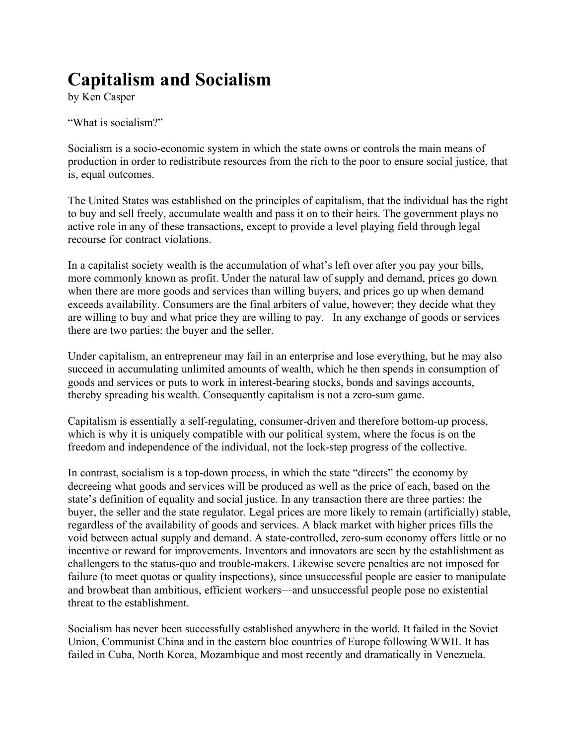# Capitalism and Socialism

by Ken Casper

“What is socialism?”

Socialism is a socio-economic system in which the state owns or controls the main means of production in order to redistribute resources from the rich to the poor to ensure social justice, that is, equal outcomes.

The United States was established on the principles of capitalism, that the individual has the right to buy and sell freely, accumulate wealth and pass it on to their heirs. The government plays no active role in any of these transactions, except to provide a level playing field through legal recourse for contract violations.

In a capitalist society wealth is the accumulation of what’s left over after you pay your bills, more commonly known as profit. Under the natural law of supply and demand, prices go down when there are more goods and services than willing buyers, and prices go up when demand exceeds availability. Consumers are the final arbiters of value, however; they decide what they are willing to buy and what price they are willing to pay. In any exchange of goods or services there are two parties: the buyer and the seller.

Under capitalism, an entrepreneur may fail in an enterprise and lose everything, but he may also succeed in accumulating unlimited amounts of wealth, which he then spends in consumption of goods and services or puts to work in interest-bearing stocks, bonds and savings accounts, thereby spreading his wealth. Consequently capitalism is not a zero-sum game.

Capitalism is essentially a self-regulating, consumer-driven and therefore bottom-up process, which is why it is uniquely compatible with our political system, where the focus is on the freedom and independence of the individual, not the lock-step progress of the collective.

In contrast, socialism is a top-down process, in which the state “directs” the economy by decreeing what goods and services will be produced as well as the price of each, based on the state’s definition of equality and social justice. In any transaction there are three parties: the buyer, the seller and the state regulator. Legal prices are more likely to remain (artificially) stable, regardless of the availability of goods and services. A black market with higher prices fills the void between actual supply and demand. A state-controlled, zero-sum economy offers little or no incentive or reward for improvements. Inventors and innovators are seen by the establishment as challengers to the status-quo and trouble-makers. Likewise severe penalties are not imposed for failure (to meet quotas or quality inspections), since unsuccessful people are easier to manipulate and browbeat than ambitious, efficient workers—and unsuccessful people pose no existential threat to the establishment.

Socialism has never been successfully established anywhere in the world. It failed in the Soviet Union, Communist China and in the eastern bloc countries of Europe following WWII. It has failed in Cuba, North Korea, Mozambique and most recently and dramatically in Venezuela.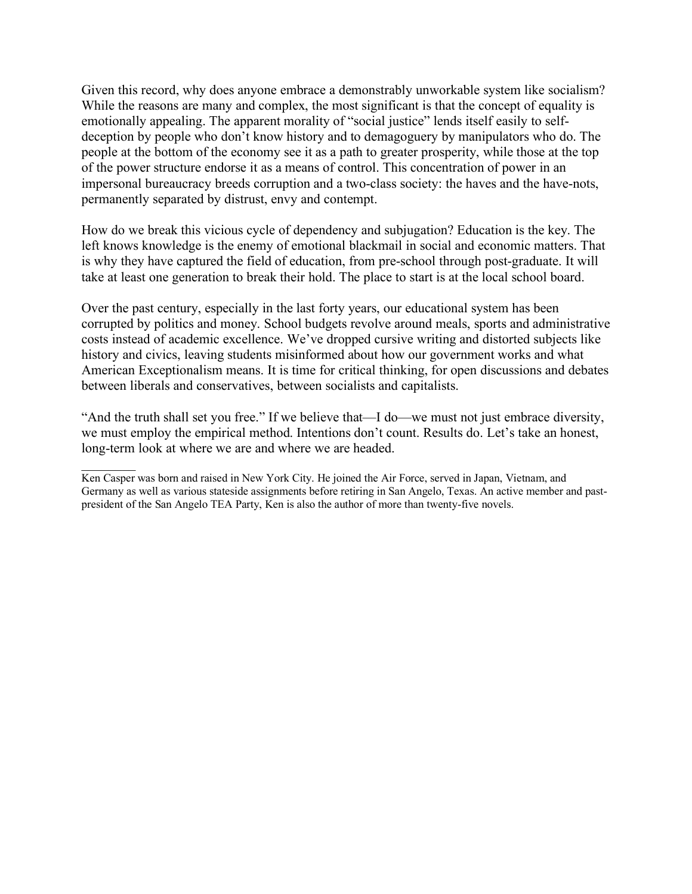Given this record, why does anyone embrace a demonstrably unworkable system like socialism? While the reasons are many and complex, the most significant is that the concept of equality is emotionally appealing. The apparent morality of "social justice" lends itself easily to self-deception by people who don't know history and to demagoguery by manipulators who do. The people at the bottom of the economy see it as a path to greater prosperity, while those at the top of the power structure endorse it as a means of control. This concentration of power in an impersonal bureaucracy breeds corruption and a two-class society: the haves and the have-nots, permanently separated by distrust, envy and contempt.

How do we break this vicious cycle of dependency and subjugation? Education is the key. The left knows knowledge is the enemy of emotional blackmail in social and economic matters. That is why they have captured the field of education, from pre-school through post-graduate. It will take at least one generation to break their hold. The place to start is at the local school board.

Over the past century, especially in the last forty years, our educational system has been corrupted by politics and money. School budgets revolve around meals, sports and administrative costs instead of academic excellence. We've dropped cursive writing and distorted subjects like history and civics, leaving students misinformed about how our government works and what American Exceptionalism means. It is time for critical thinking, for open discussions and debates between liberals and conservatives, between socialists and capitalists.

"And the truth shall set you free." If we believe that—I do—we must not just embrace diversity, we must employ the empirical method. Intentions don't count. Results do. Let's take an honest, long-term look at where we are and where we are headed.

---

Ken Casper was born and raised in New York City. He joined the Air Force, served in Japan, Vietnam, and Germany as well as various stateside assignments before retiring in San Angelo, Texas. An active member and past-president of the San Angelo TEA Party, Ken is also the author of more than twenty-five novels.